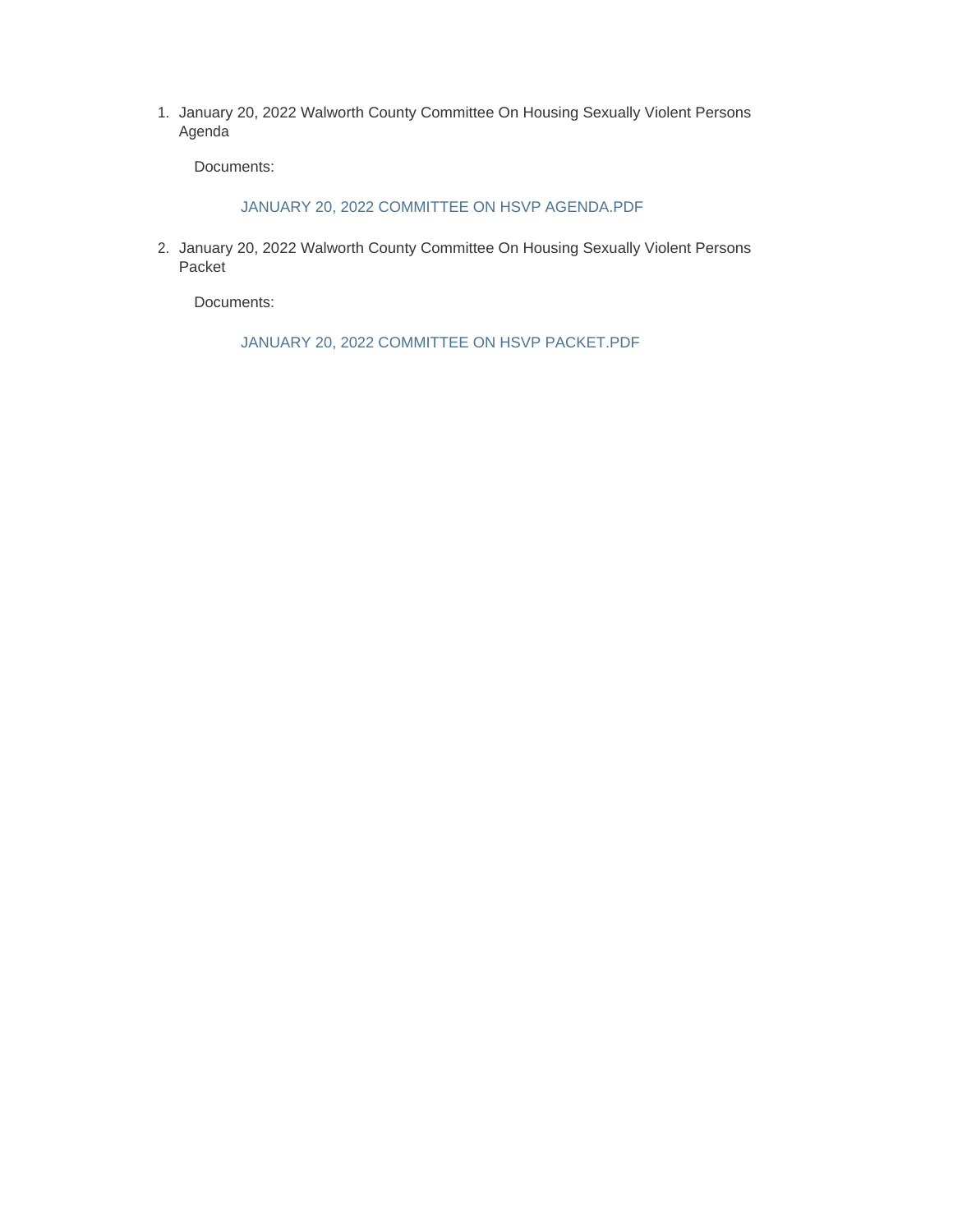1. January 20, 2022 Walworth County Committee On Housing Sexually Violent Persons Agenda

   Documents:

   JANUARY 20, 2022 COMMITTEE ON HSVP AGENDA.PDF

2. January 20, 2022 Walworth County Committee On Housing Sexually Violent Persons Packet

   Documents:

   JANUARY 20, 2022 COMMITTEE ON HSVP PACKET.PDF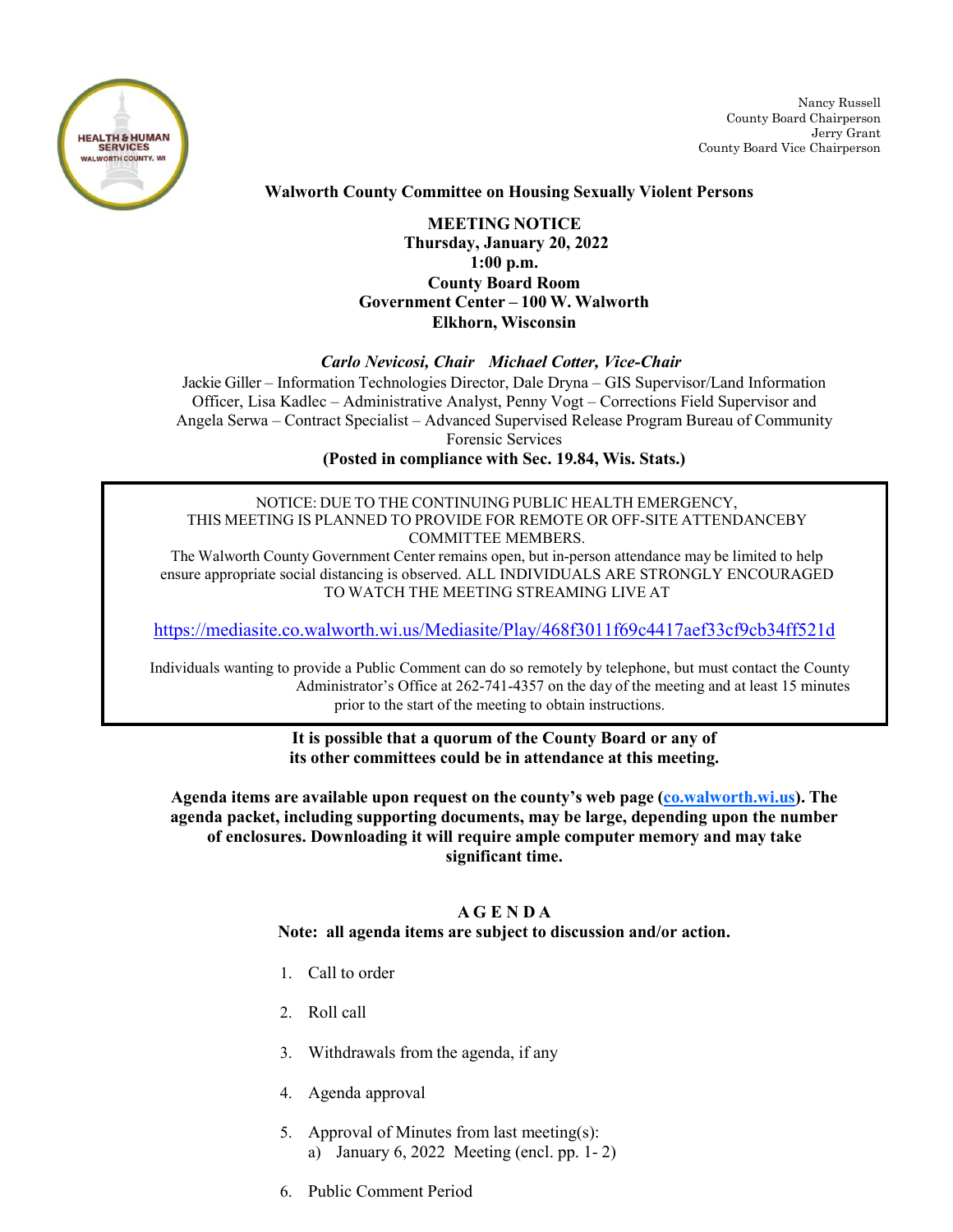Nancy Russell
County Board Chairperson
Jerry Grant
County Board Vice Chairperson

**Walworth County Committee on Housing Sexually Violent Persons**

**MEETING NOTICE**
**Thursday, January 20, 2022**
**1:00 p.m.**
**County Board Room**
**Government Center – 100 W. Walworth**
**Elkhorn, Wisconsin**

***Carlo Nevicosi, Chair Michael Cotter, Vice-Chair***

Jackie Giller – Information Technologies Director, Dale Dryna – GIS Supervisor/Land Information Officer, Lisa Kadlec – Administrative Analyst, Penny Vogt – Corrections Field Supervisor and Angela Serwa – Contract Specialist – Advanced Supervised Release Program Bureau of Community Forensic Services

**(Posted in compliance with Sec. 19.84, Wis. Stats.)**

NOTICE: DUE TO THE CONTINUING PUBLIC HEALTH EMERGENCY, THIS MEETING IS PLANNED TO PROVIDE FOR REMOTE OR OFF-SITE ATTENDANCEBY COMMITTEE MEMBERS.
The Walworth County Government Center remains open, but in-person attendance may be limited to help ensure appropriate social distancing is observed. ALL INDIVIDUALS ARE STRONGLY ENCOURAGED TO WATCH THE MEETING STREAMING LIVE AT

https://mediasite.co.walworth.wi.us/Mediasite/Play/468f3011f69c4417aef33cf9cb34ff521d

Individuals wanting to provide a Public Comment can do so remotely by telephone, but must contact the County Administrator's Office at 262-741-4357 on the day of the meeting and at least 15 minutes prior to the start of the meeting to obtain instructions.

**It is possible that a quorum of the County Board or any of its other committees could be in attendance at this meeting.**

**Agenda items are available upon request on the county's web page (co.walworth.wi.us). The agenda packet, including supporting documents, may be large, depending upon the number of enclosures. Downloading it will require ample computer memory and may take significant time.**

## AGENDA

**Note: all agenda items are subject to discussion and/or action.**

1. Call to order
2. Roll call
3. Withdrawals from the agenda, if any
4. Agenda approval
5. Approval of Minutes from last meeting(s):
   a) January 6, 2022 Meeting (encl. pp. 1- 2)
6. Public Comment Period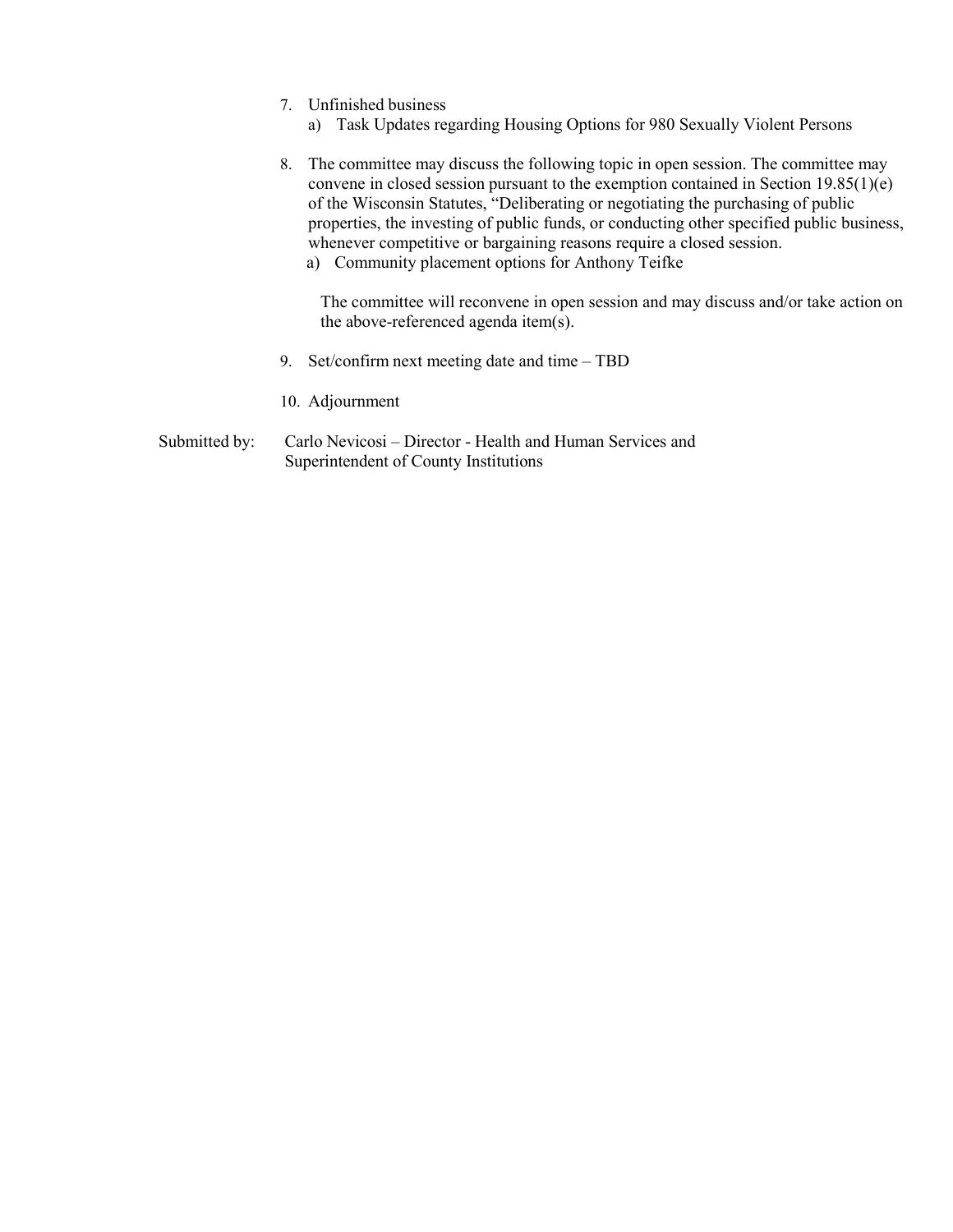7. Unfinished business
    a) Task Updates regarding Housing Options for 980 Sexually Violent Persons

8. The committee may discuss the following topic in open session. The committee may convene in closed session pursuant to the exemption contained in Section 19.85(1)(e) of the Wisconsin Statutes, "Deliberating or negotiating the purchasing of public properties, the investing of public funds, or conducting other specified public business, whenever competitive or bargaining reasons require a closed session.
    a) Community placement options for Anthony Teifke

    The committee will reconvene in open session and may discuss and/or take action on the above-referenced agenda item(s).

9. Set/confirm next meeting date and time – TBD

10. Adjournment

Submitted by: Carlo Nevicosi – Director - Health and Human Services and Superintendent of County Institutions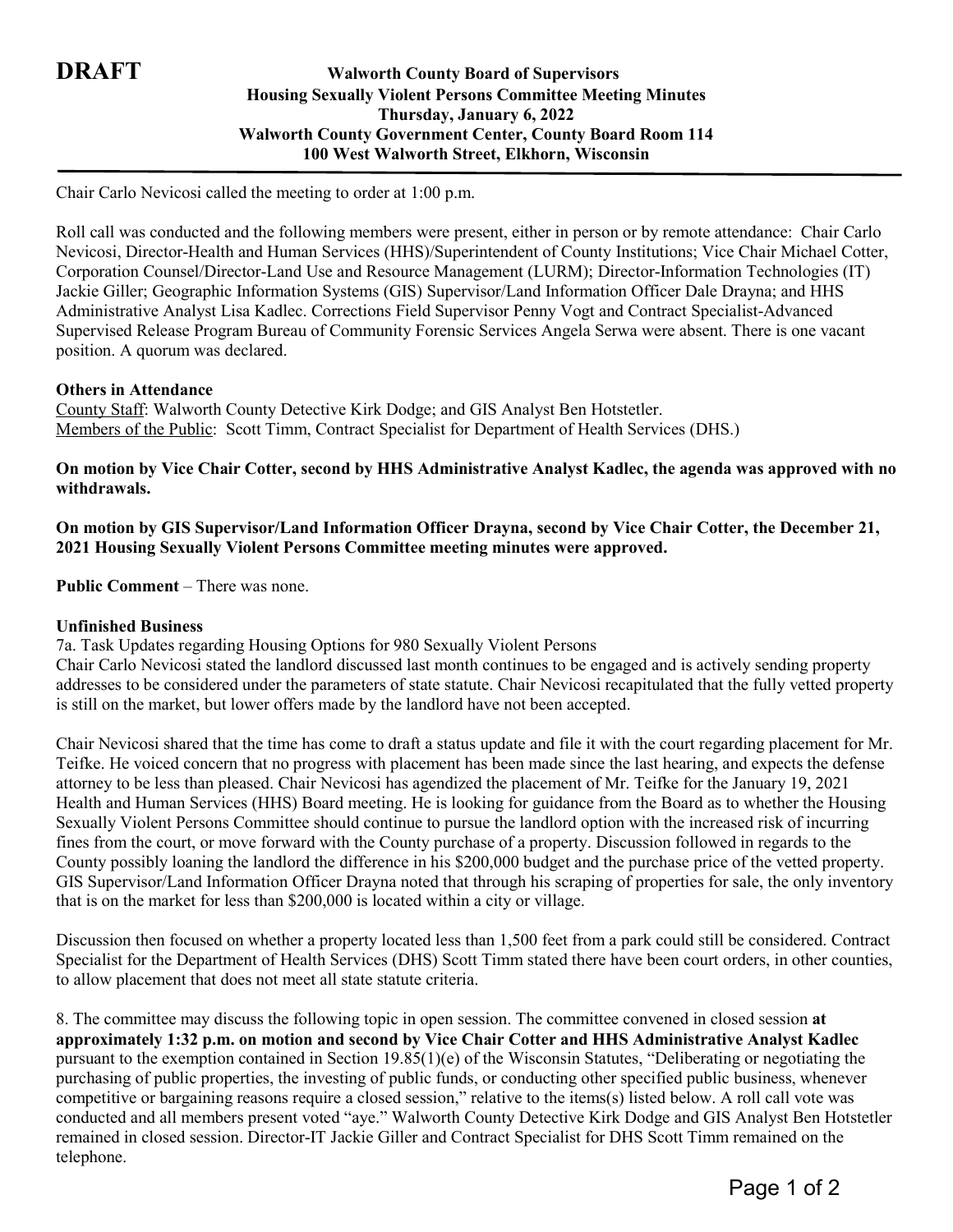**DRAFT**

**Walworth County Board of Supervisors**
**Housing Sexually Violent Persons Committee Meeting Minutes**
**Thursday, January 6, 2022**
**Walworth County Government Center, County Board Room 114**
**100 West Walworth Street, Elkhorn, Wisconsin**

---

Chair Carlo Nevicosi called the meeting to order at 1:00 p.m.

Roll call was conducted and the following members were present, either in person or by remote attendance: Chair Carlo Nevicosi, Director-Health and Human Services (HHS)/Superintendent of County Institutions; Vice Chair Michael Cotter, Corporation Counsel/Director-Land Use and Resource Management (LURM); Director-Information Technologies (IT) Jackie Giller; Geographic Information Systems (GIS) Supervisor/Land Information Officer Dale Drayna; and HHS Administrative Analyst Lisa Kadlec. Corrections Field Supervisor Penny Vogt and Contract Specialist-Advanced Supervised Release Program Bureau of Community Forensic Services Angela Serwa were absent. There is one vacant position. A quorum was declared.

**Others in Attendance**
County Staff: Walworth County Detective Kirk Dodge; and GIS Analyst Ben Hotstetler.
Members of the Public: Scott Timm, Contract Specialist for Department of Health Services (DHS.)

**On motion by Vice Chair Cotter, second by HHS Administrative Analyst Kadlec, the agenda was approved with no withdrawals.**

**On motion by GIS Supervisor/Land Information Officer Drayna, second by Vice Chair Cotter, the December 21, 2021 Housing Sexually Violent Persons Committee meeting minutes were approved.**

**Public Comment** – There was none.

**Unfinished Business**
7a. Task Updates regarding Housing Options for 980 Sexually Violent Persons
Chair Carlo Nevicosi stated the landlord discussed last month continues to be engaged and is actively sending property addresses to be considered under the parameters of state statute. Chair Nevicosi recapitulated that the fully vetted property is still on the market, but lower offers made by the landlord have not been accepted.

Chair Nevicosi shared that the time has come to draft a status update and file it with the court regarding placement for Mr. Teifke. He voiced concern that no progress with placement has been made since the last hearing, and expects the defense attorney to be less than pleased. Chair Nevicosi has agendized the placement of Mr. Teifke for the January 19, 2021 Health and Human Services (HHS) Board meeting. He is looking for guidance from the Board as to whether the Housing Sexually Violent Persons Committee should continue to pursue the landlord option with the increased risk of incurring fines from the court, or move forward with the County purchase of a property. Discussion followed in regards to the County possibly loaning the landlord the difference in his $200,000 budget and the purchase price of the vetted property. GIS Supervisor/Land Information Officer Drayna noted that through his scraping of properties for sale, the only inventory that is on the market for less than $200,000 is located within a city or village.

Discussion then focused on whether a property located less than 1,500 feet from a park could still be considered. Contract Specialist for the Department of Health Services (DHS) Scott Timm stated there have been court orders, in other counties, to allow placement that does not meet all state statute criteria.

8. The committee may discuss the following topic in open session. The committee convened in closed session **at approximately 1:32 p.m. on motion and second by Vice Chair Cotter and HHS Administrative Analyst Kadlec** pursuant to the exemption contained in Section 19.85(1)(e) of the Wisconsin Statutes, "Deliberating or negotiating the purchasing of public properties, the investing of public funds, or conducting other specified public business, whenever competitive or bargaining reasons require a closed session," relative to the items(s) listed below. A roll call vote was conducted and all members present voted "aye." Walworth County Detective Kirk Dodge and GIS Analyst Ben Hotstetler remained in closed session. Director-IT Jackie Giller and Contract Specialist for DHS Scott Timm remained on the telephone.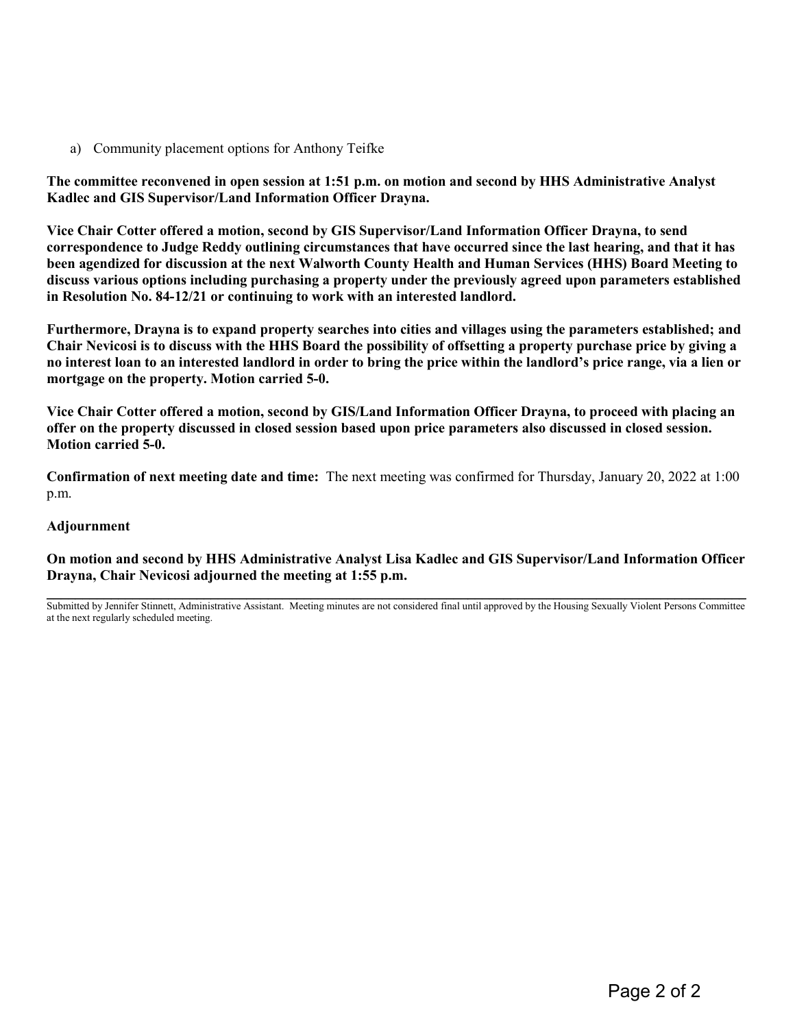a) Community placement options for Anthony Teifke

**The committee reconvened in open session at 1:51 p.m. on motion and second by HHS Administrative Analyst Kadlec and GIS Supervisor/Land Information Officer Drayna.**

**Vice Chair Cotter offered a motion, second by GIS Supervisor/Land Information Officer Drayna, to send correspondence to Judge Reddy outlining circumstances that have occurred since the last hearing, and that it has been agendized for discussion at the next Walworth County Health and Human Services (HHS) Board Meeting to discuss various options including purchasing a property under the previously agreed upon parameters established in Resolution No. 84-12/21 or continuing to work with an interested landlord.**

**Furthermore, Drayna is to expand property searches into cities and villages using the parameters established; and Chair Nevicosi is to discuss with the HHS Board the possibility of offsetting a property purchase price by giving a no interest loan to an interested landlord in order to bring the price within the landlord's price range, via a lien or mortgage on the property. Motion carried 5-0.**

**Vice Chair Cotter offered a motion, second by GIS/Land Information Officer Drayna, to proceed with placing an offer on the property discussed in closed session based upon price parameters also discussed in closed session. Motion carried 5-0.**

**Confirmation of next meeting date and time:** The next meeting was confirmed for Thursday, January 20, 2022 at 1:00 p.m.

**Adjournment**

**On motion and second by HHS Administrative Analyst Lisa Kadlec and GIS Supervisor/Land Information Officer Drayna, Chair Nevicosi adjourned the meeting at 1:55 p.m.**

---

Submitted by Jennifer Stinnett, Administrative Assistant. Meeting minutes are not considered final until approved by the Housing Sexually Violent Persons Committee at the next regularly scheduled meeting.